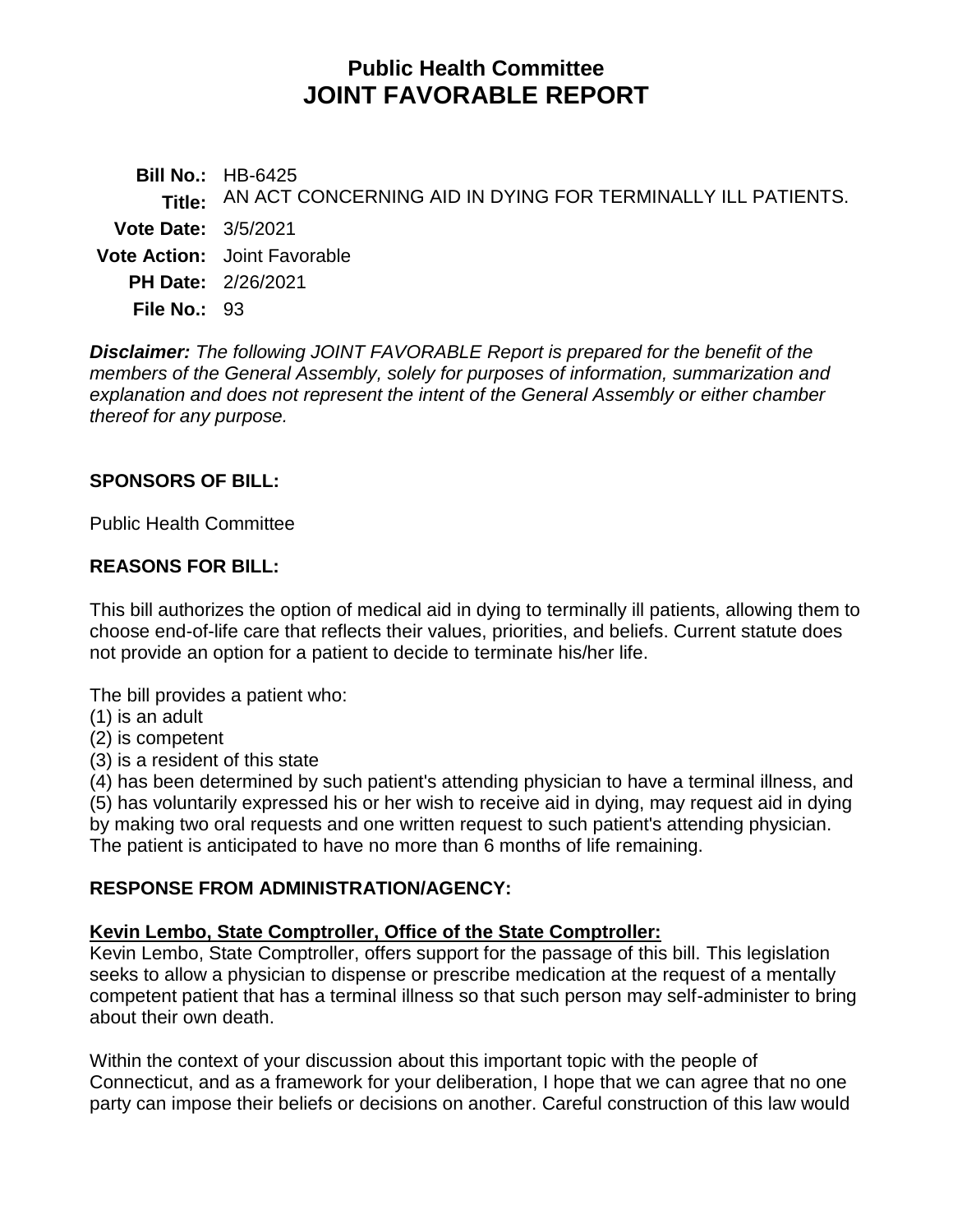# Public Health Committee
# JOINT FAVORABLE REPORT

**Bill No.:** HB-6425
**Title:** AN ACT CONCERNING AID IN DYING FOR TERMINALLY ILL PATIENTS.
**Vote Date:** 3/5/2021
**Vote Action:** Joint Favorable
**PH Date:** 2/26/2021
**File No.:** 93

***Disclaimer:*** *The following JOINT FAVORABLE Report is prepared for the benefit of the members of the General Assembly, solely for purposes of information, summarization and explanation and does not represent the intent of the General Assembly or either chamber thereof for any purpose.*

## SPONSORS OF BILL:

Public Health Committee

## REASONS FOR BILL:

This bill authorizes the option of medical aid in dying to terminally ill patients, allowing them to choose end-of-life care that reflects their values, priorities, and beliefs. Current statute does not provide an option for a patient to decide to terminate his/her life.

The bill provides a patient who:
(1) is an adult
(2) is competent
(3) is a resident of this state
(4) has been determined by such patient's attending physician to have a terminal illness, and
(5) has voluntarily expressed his or her wish to receive aid in dying, may request aid in dying by making two oral requests and one written request to such patient's attending physician. The patient is anticipated to have no more than 6 months of life remaining.

## RESPONSE FROM ADMINISTRATION/AGENCY:

**Kevin Lembo, State Comptroller, Office of the State Comptroller:**
Kevin Lembo, State Comptroller, offers support for the passage of this bill. This legislation seeks to allow a physician to dispense or prescribe medication at the request of a mentally competent patient that has a terminal illness so that such person may self-administer to bring about their own death.

Within the context of your discussion about this important topic with the people of Connecticut, and as a framework for your deliberation, I hope that we can agree that no one party can impose their beliefs or decisions on another. Careful construction of this law would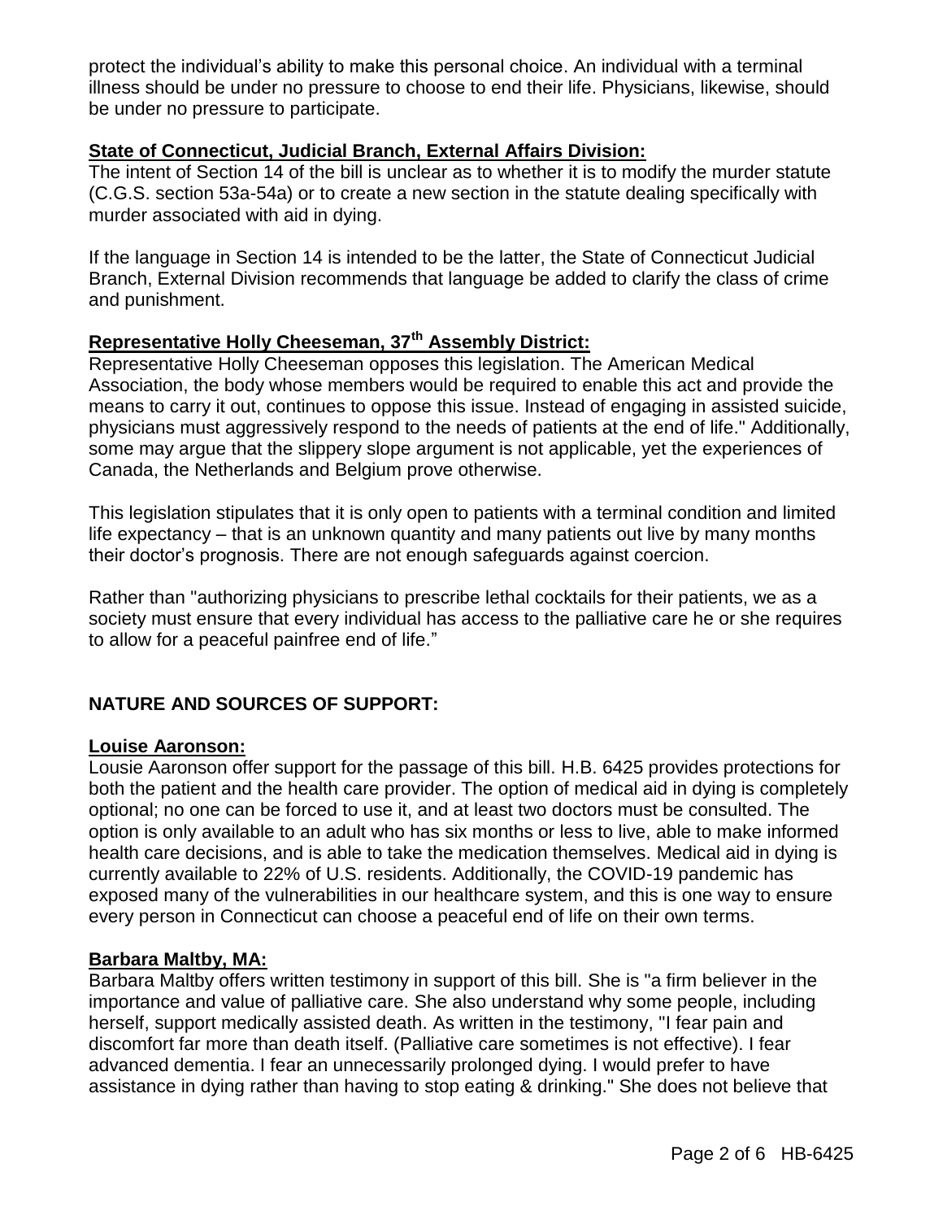protect the individual's ability to make this personal choice. An individual with a terminal illness should be under no pressure to choose to end their life. Physicians, likewise, should be under no pressure to participate.

**State of Connecticut, Judicial Branch, External Affairs Division:**
The intent of Section 14 of the bill is unclear as to whether it is to modify the murder statute (C.G.S. section 53a-54a) or to create a new section in the statute dealing specifically with murder associated with aid in dying.

If the language in Section 14 is intended to be the latter, the State of Connecticut Judicial Branch, External Division recommends that language be added to clarify the class of crime and punishment.

**Representative Holly Cheeseman, 37th Assembly District:**
Representative Holly Cheeseman opposes this legislation. The American Medical Association, the body whose members would be required to enable this act and provide the means to carry it out, continues to oppose this issue. Instead of engaging in assisted suicide, physicians must aggressively respond to the needs of patients at the end of life." Additionally, some may argue that the slippery slope argument is not applicable, yet the experiences of Canada, the Netherlands and Belgium prove otherwise.

This legislation stipulates that it is only open to patients with a terminal condition and limited life expectancy – that is an unknown quantity and many patients out live by many months their doctor's prognosis. There are not enough safeguards against coercion.

Rather than "authorizing physicians to prescribe lethal cocktails for their patients, we as a society must ensure that every individual has access to the palliative care he or she requires to allow for a peaceful painfree end of life."

**NATURE AND SOURCES OF SUPPORT:**

**Louise Aaronson:**
Lousie Aaronson offer support for the passage of this bill. H.B. 6425 provides protections for both the patient and the health care provider. The option of medical aid in dying is completely optional; no one can be forced to use it, and at least two doctors must be consulted. The option is only available to an adult who has six months or less to live, able to make informed health care decisions, and is able to take the medication themselves. Medical aid in dying is currently available to 22% of U.S. residents. Additionally, the COVID-19 pandemic has exposed many of the vulnerabilities in our healthcare system, and this is one way to ensure every person in Connecticut can choose a peaceful end of life on their own terms.

**Barbara Maltby, MA:**
Barbara Maltby offers written testimony in support of this bill. She is "a firm believer in the importance and value of palliative care. She also understand why some people, including herself, support medically assisted death. As written in the testimony, "I fear pain and discomfort far more than death itself. (Palliative care sometimes is not effective). I fear advanced dementia. I fear an unnecessarily prolonged dying. I would prefer to have assistance in dying rather than having to stop eating & drinking." She does not believe that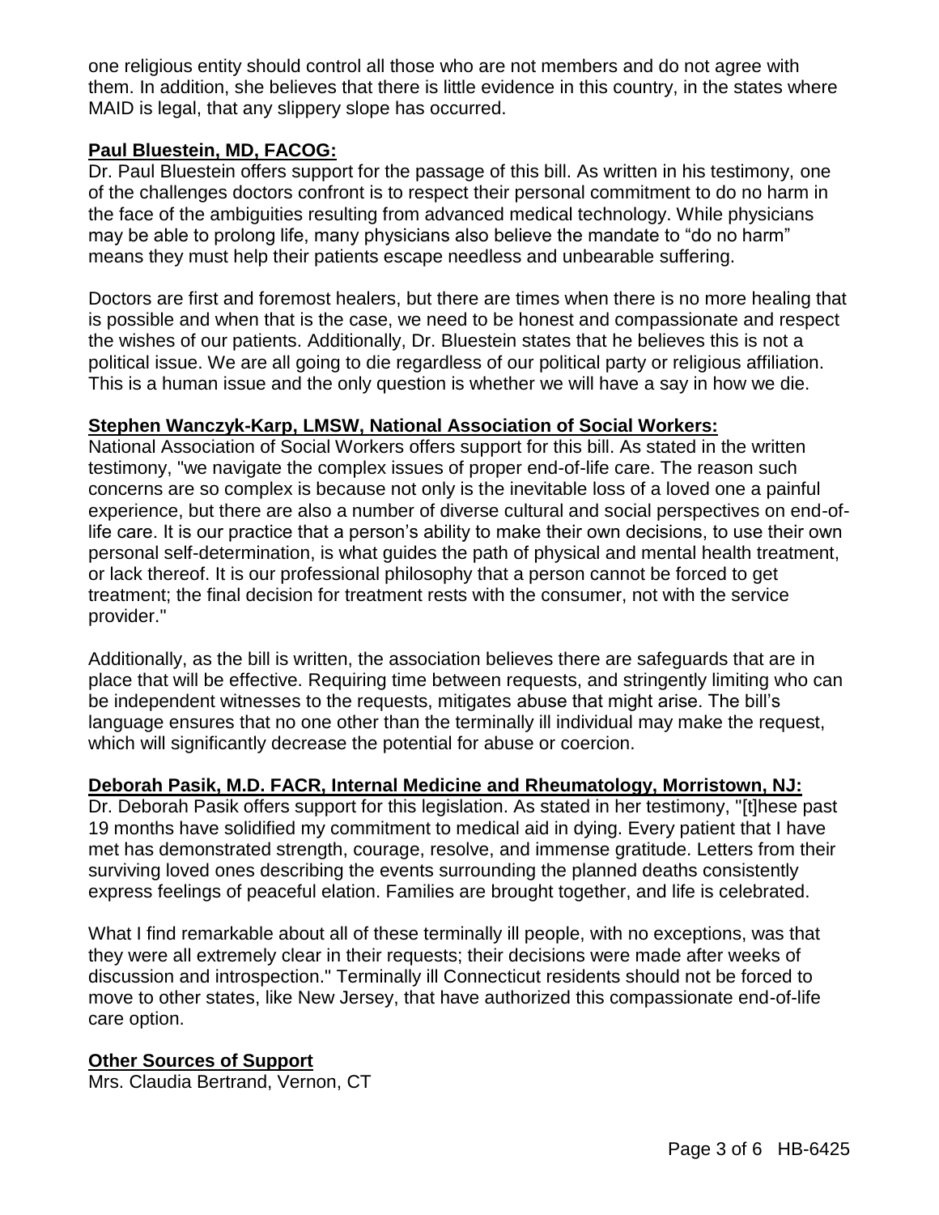one religious entity should control all those who are not members and do not agree with them. In addition, she believes that there is little evidence in this country, in the states where MAID is legal, that any slippery slope has occurred.

**Paul Bluestein, MD, FACOG:**

Dr. Paul Bluestein offers support for the passage of this bill. As written in his testimony, one of the challenges doctors confront is to respect their personal commitment to do no harm in the face of the ambiguities resulting from advanced medical technology. While physicians may be able to prolong life, many physicians also believe the mandate to "do no harm" means they must help their patients escape needless and unbearable suffering.

Doctors are first and foremost healers, but there are times when there is no more healing that is possible and when that is the case, we need to be honest and compassionate and respect the wishes of our patients. Additionally, Dr. Bluestein states that he believes this is not a political issue. We are all going to die regardless of our political party or religious affiliation. This is a human issue and the only question is whether we will have a say in how we die.

**Stephen Wanczyk-Karp, LMSW, National Association of Social Workers:**

National Association of Social Workers offers support for this bill. As stated in the written testimony, "we navigate the complex issues of proper end-of-life care. The reason such concerns are so complex is because not only is the inevitable loss of a loved one a painful experience, but there are also a number of diverse cultural and social perspectives on end-of-life care. It is our practice that a person's ability to make their own decisions, to use their own personal self-determination, is what guides the path of physical and mental health treatment, or lack thereof. It is our professional philosophy that a person cannot be forced to get treatment; the final decision for treatment rests with the consumer, not with the service provider."

Additionally, as the bill is written, the association believes there are safeguards that are in place that will be effective. Requiring time between requests, and stringently limiting who can be independent witnesses to the requests, mitigates abuse that might arise. The bill's language ensures that no one other than the terminally ill individual may make the request, which will significantly decrease the potential for abuse or coercion.

**Deborah Pasik, M.D. FACR, Internal Medicine and Rheumatology, Morristown, NJ:**

Dr. Deborah Pasik offers support for this legislation. As stated in her testimony, "[t]hese past 19 months have solidified my commitment to medical aid in dying. Every patient that I have met has demonstrated strength, courage, resolve, and immense gratitude. Letters from their surviving loved ones describing the events surrounding the planned deaths consistently express feelings of peaceful elation. Families are brought together, and life is celebrated.

What I find remarkable about all of these terminally ill people, with no exceptions, was that they were all extremely clear in their requests; their decisions were made after weeks of discussion and introspection." Terminally ill Connecticut residents should not be forced to move to other states, like New Jersey, that have authorized this compassionate end-of-life care option.

**Other Sources of Support**

Mrs. Claudia Bertrand, Vernon, CT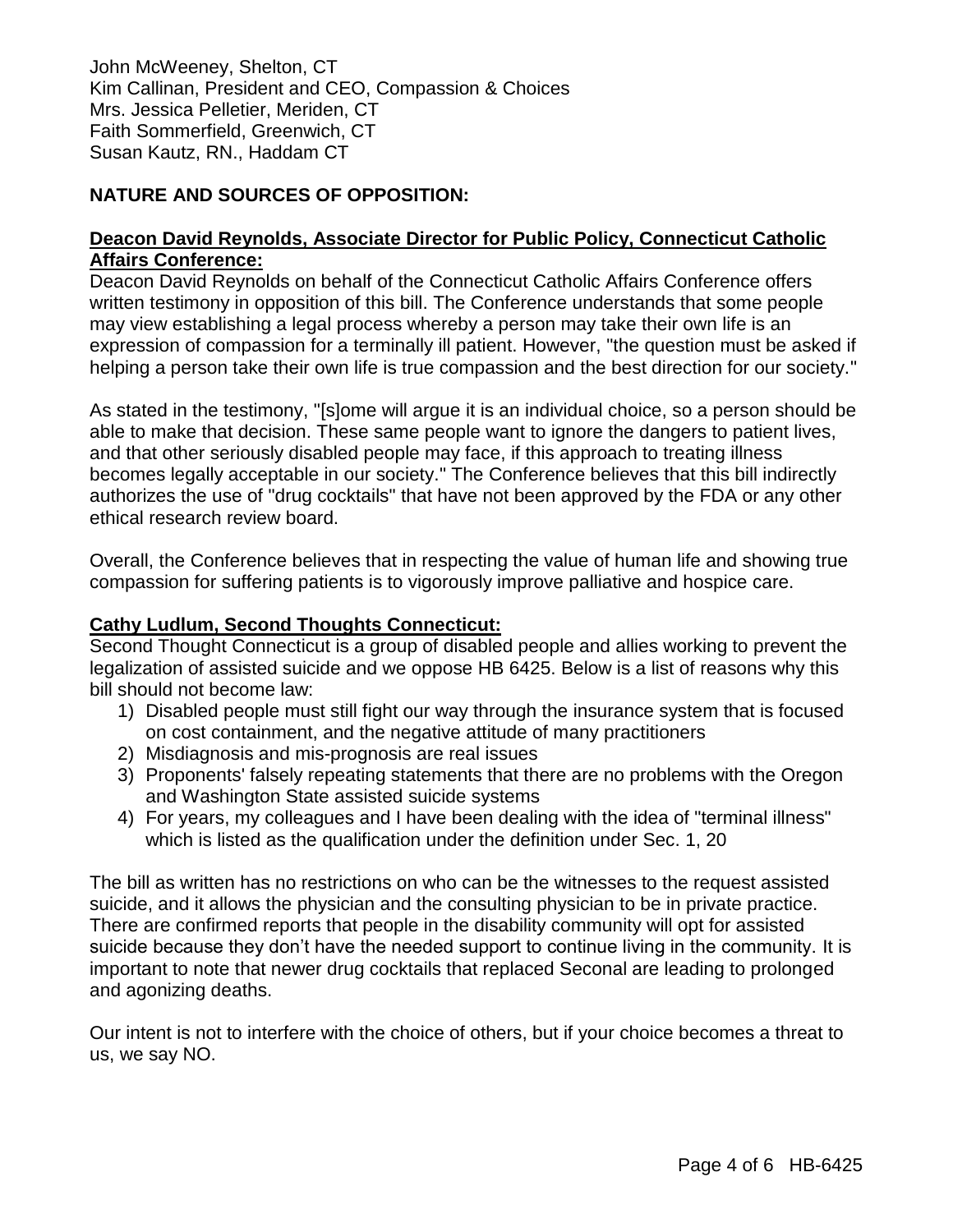John McWeeney, Shelton, CT
Kim Callinan, President and CEO, Compassion & Choices
Mrs. Jessica Pelletier, Meriden, CT
Faith Sommerfield, Greenwich, CT
Susan Kautz, RN., Haddam CT

## NATURE AND SOURCES OF OPPOSITION:

**Deacon David Reynolds, Associate Director for Public Policy, Connecticut Catholic Affairs Conference:**

Deacon David Reynolds on behalf of the Connecticut Catholic Affairs Conference offers written testimony in opposition of this bill. The Conference understands that some people may view establishing a legal process whereby a person may take their own life is an expression of compassion for a terminally ill patient. However, "the question must be asked if helping a person take their own life is true compassion and the best direction for our society."

As stated in the testimony, "[s]ome will argue it is an individual choice, so a person should be able to make that decision. These same people want to ignore the dangers to patient lives, and that other seriously disabled people may face, if this approach to treating illness becomes legally acceptable in our society." The Conference believes that this bill indirectly authorizes the use of "drug cocktails" that have not been approved by the FDA or any other ethical research review board.

Overall, the Conference believes that in respecting the value of human life and showing true compassion for suffering patients is to vigorously improve palliative and hospice care.

**Cathy Ludlum, Second Thoughts Connecticut:**

Second Thought Connecticut is a group of disabled people and allies working to prevent the legalization of assisted suicide and we oppose HB 6425. Below is a list of reasons why this bill should not become law:

1) Disabled people must still fight our way through the insurance system that is focused on cost containment, and the negative attitude of many practitioners
2) Misdiagnosis and mis-prognosis are real issues
3) Proponents' falsely repeating statements that there are no problems with the Oregon and Washington State assisted suicide systems
4) For years, my colleagues and I have been dealing with the idea of "terminal illness" which is listed as the qualification under the definition under Sec. 1, 20

The bill as written has no restrictions on who can be the witnesses to the request assisted suicide, and it allows the physician and the consulting physician to be in private practice. There are confirmed reports that people in the disability community will opt for assisted suicide because they don't have the needed support to continue living in the community. It is important to note that newer drug cocktails that replaced Seconal are leading to prolonged and agonizing deaths.

Our intent is not to interfere with the choice of others, but if your choice becomes a threat to us, we say NO.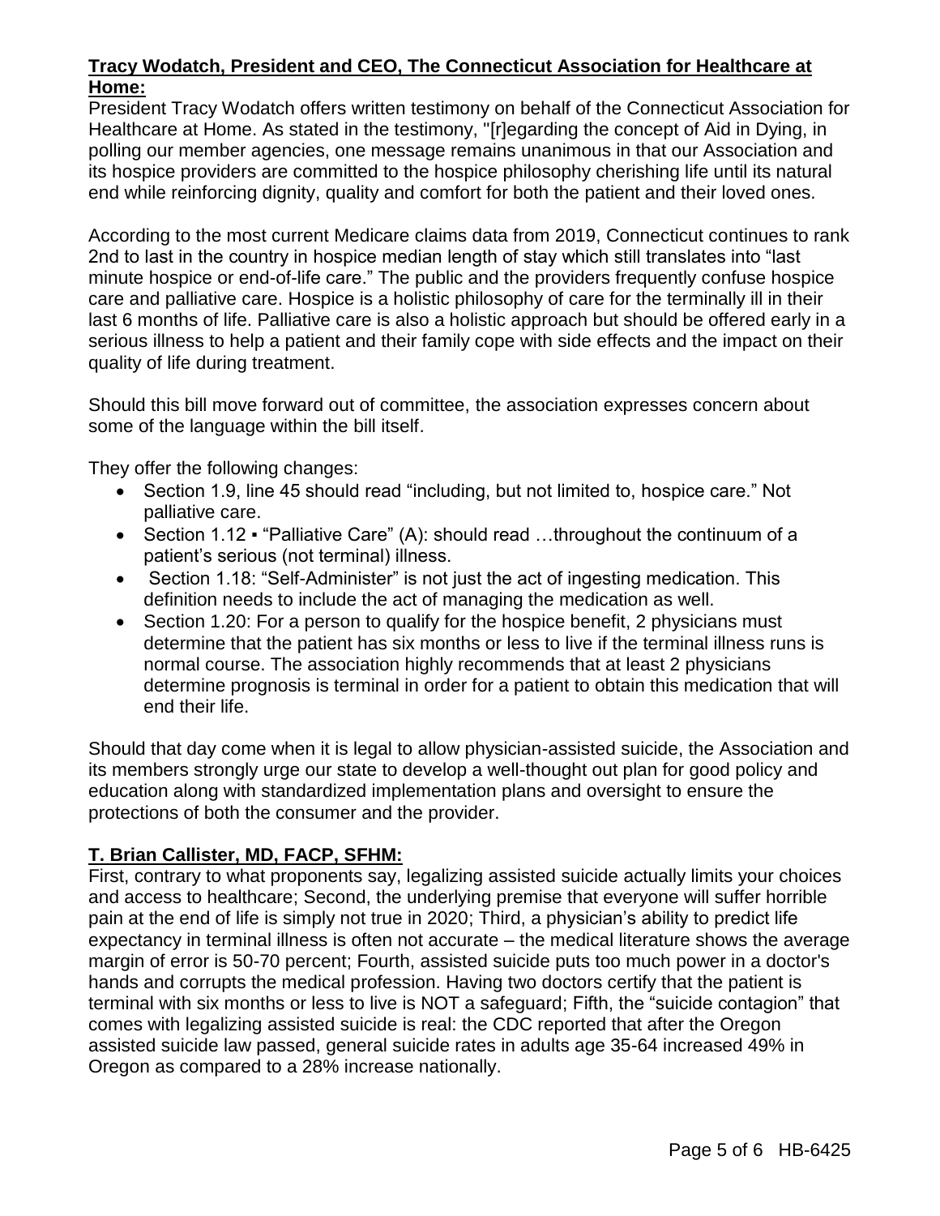**Tracy Wodatch, President and CEO, The Connecticut Association for Healthcare at Home:**

President Tracy Wodatch offers written testimony on behalf of the Connecticut Association for Healthcare at Home. As stated in the testimony, "[r]egarding the concept of Aid in Dying, in polling our member agencies, one message remains unanimous in that our Association and its hospice providers are committed to the hospice philosophy cherishing life until its natural end while reinforcing dignity, quality and comfort for both the patient and their loved ones.

According to the most current Medicare claims data from 2019, Connecticut continues to rank 2nd to last in the country in hospice median length of stay which still translates into "last minute hospice or end-of-life care." The public and the providers frequently confuse hospice care and palliative care. Hospice is a holistic philosophy of care for the terminally ill in their last 6 months of life. Palliative care is also a holistic approach but should be offered early in a serious illness to help a patient and their family cope with side effects and the impact on their quality of life during treatment.

Should this bill move forward out of committee, the association expresses concern about some of the language within the bill itself.

They offer the following changes:

- Section 1.9, line 45 should read "including, but not limited to, hospice care." Not palliative care.
- Section 1.12 ▪ "Palliative Care" (A): should read …throughout the continuum of a patient's serious (not terminal) illness.
- Section 1.18: "Self-Administer" is not just the act of ingesting medication. This definition needs to include the act of managing the medication as well.
- Section 1.20: For a person to qualify for the hospice benefit, 2 physicians must determine that the patient has six months or less to live if the terminal illness runs is normal course. The association highly recommends that at least 2 physicians determine prognosis is terminal in order for a patient to obtain this medication that will end their life.

Should that day come when it is legal to allow physician-assisted suicide, the Association and its members strongly urge our state to develop a well-thought out plan for good policy and education along with standardized implementation plans and oversight to ensure the protections of both the consumer and the provider.

**T. Brian Callister, MD, FACP, SFHM:**

First, contrary to what proponents say, legalizing assisted suicide actually limits your choices and access to healthcare; Second, the underlying premise that everyone will suffer horrible pain at the end of life is simply not true in 2020; Third, a physician's ability to predict life expectancy in terminal illness is often not accurate – the medical literature shows the average margin of error is 50-70 percent; Fourth, assisted suicide puts too much power in a doctor's hands and corrupts the medical profession. Having two doctors certify that the patient is terminal with six months or less to live is NOT a safeguard; Fifth, the "suicide contagion" that comes with legalizing assisted suicide is real: the CDC reported that after the Oregon assisted suicide law passed, general suicide rates in adults age 35-64 increased 49% in Oregon as compared to a 28% increase nationally.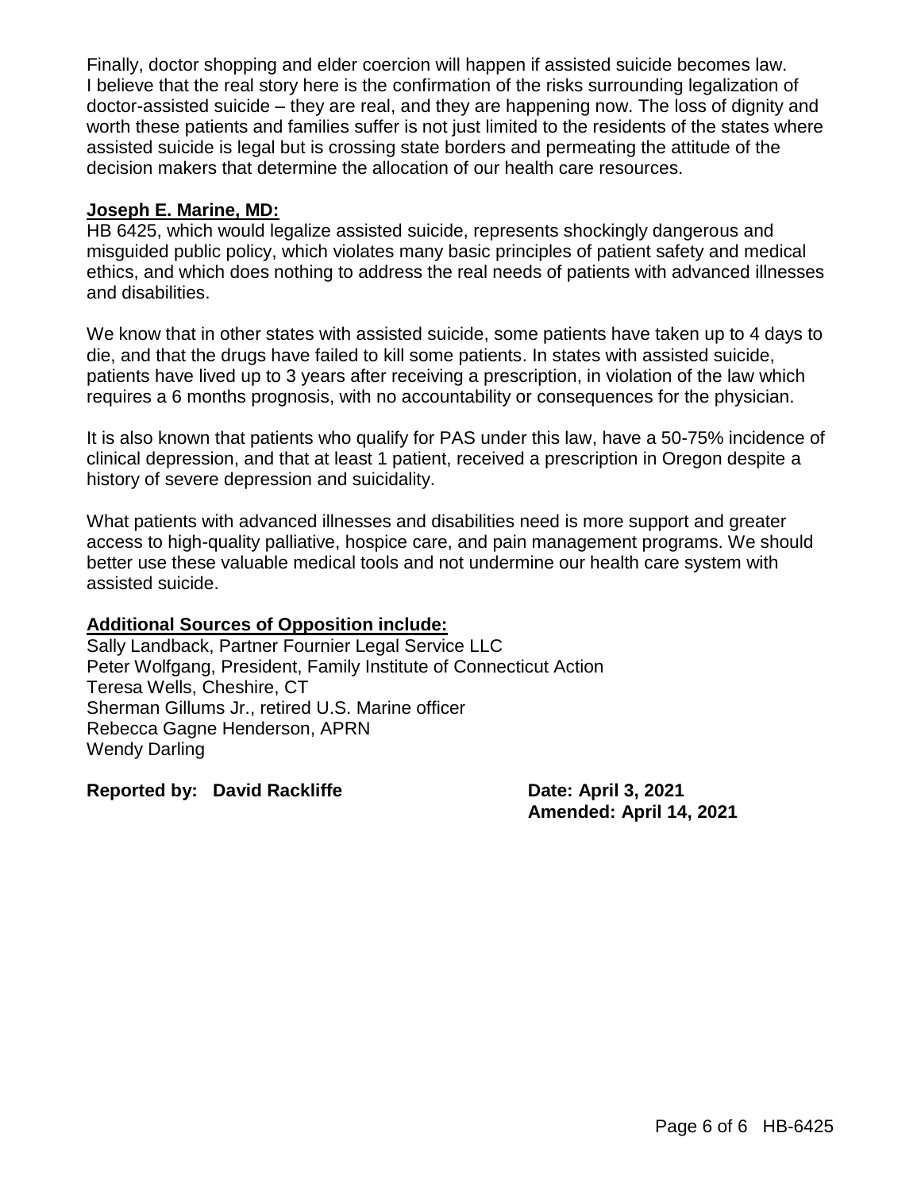Finally, doctor shopping and elder coercion will happen if assisted suicide becomes law. I believe that the real story here is the confirmation of the risks surrounding legalization of doctor-assisted suicide – they are real, and they are happening now. The loss of dignity and worth these patients and families suffer is not just limited to the residents of the states where assisted suicide is legal but is crossing state borders and permeating the attitude of the decision makers that determine the allocation of our health care resources.

**Joseph E. Marine, MD:**

HB 6425, which would legalize assisted suicide, represents shockingly dangerous and misguided public policy, which violates many basic principles of patient safety and medical ethics, and which does nothing to address the real needs of patients with advanced illnesses and disabilities.

We know that in other states with assisted suicide, some patients have taken up to 4 days to die, and that the drugs have failed to kill some patients. In states with assisted suicide, patients have lived up to 3 years after receiving a prescription, in violation of the law which requires a 6 months prognosis, with no accountability or consequences for the physician.

It is also known that patients who qualify for PAS under this law, have a 50-75% incidence of clinical depression, and that at least 1 patient, received a prescription in Oregon despite a history of severe depression and suicidality.

What patients with advanced illnesses and disabilities need is more support and greater access to high-quality palliative, hospice care, and pain management programs. We should better use these valuable medical tools and not undermine our health care system with assisted suicide.

**Additional Sources of Opposition include:**

Sally Landback, Partner Fournier Legal Service LLC
Peter Wolfgang, President, Family Institute of Connecticut Action
Teresa Wells, Cheshire, CT
Sherman Gillums Jr., retired U.S. Marine officer
Rebecca Gagne Henderson, APRN
Wendy Darling

**Reported by: David Rackliffe** **Date: April 3, 2021**
**Amended: April 14, 2021**